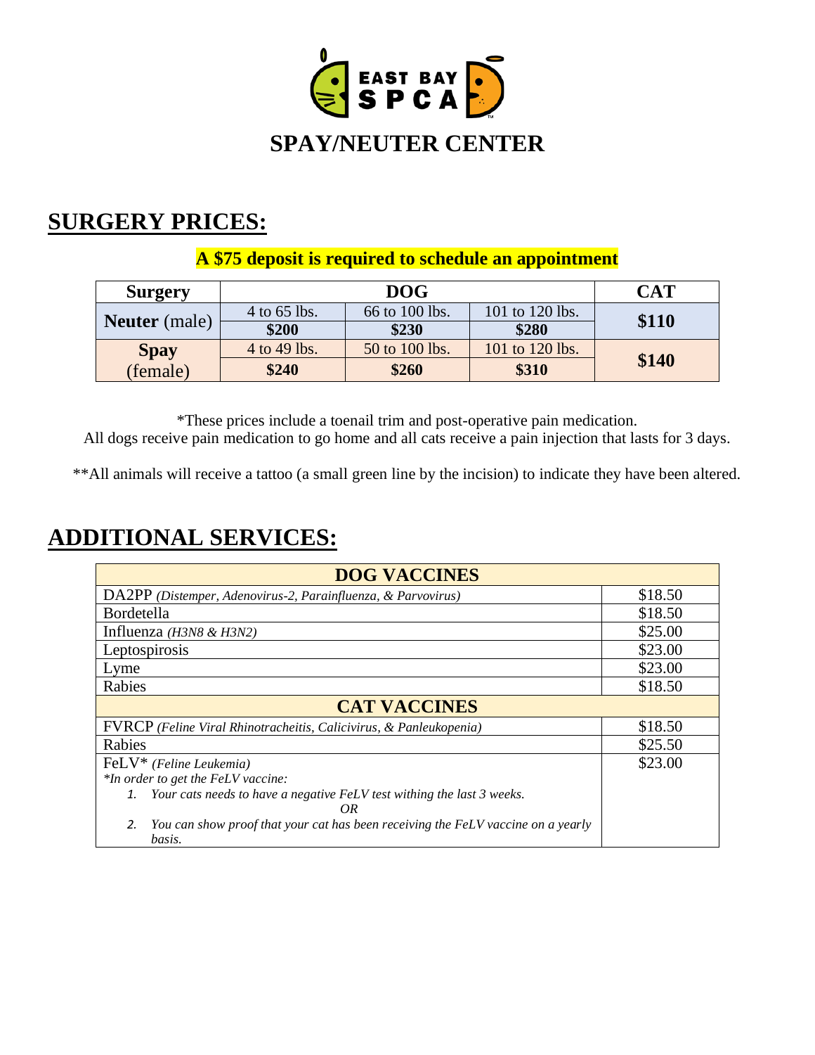# EAST BAY SPCA

## SPAY/NEUTER CENTER

## SURGERY PRICES:

**A $75 deposit is required to schedule an appointment**

| Surgery | DOG | | | CAT |
|---|---|---|---|---|
| **Neuter** (male) | 4 to 65 lbs. | 66 to 100 lbs. | 101 to 120 lbs. | **$110** |
| | **$200** | **$230** | **$280** | |
| **Spay** (female) | 4 to 49 lbs. | 50 to 100 lbs. | 101 to 120 lbs. | **$140** |
| | **$240** | **$260** | **$310** | |

*These prices include a toenail trim and post-operative pain medication.
All dogs receive pain medication to go home and all cats receive a pain injection that lasts for 3 days.

**All animals will receive a tattoo (a small green line by the incision) to indicate they have been altered.

## ADDITIONAL SERVICES:

| DOG VACCINES | |
|---|---|
| DA2PP *(Distemper, Adenovirus-2, Parainfluenza, & Parvovirus)* | $18.50 |
| Bordetella | $18.50 |
| Influenza *(H3N8 & H3N2)* | $25.00 |
| Leptospirosis | $23.00 |
| Lyme | $23.00 |
| Rabies | $18.50 |
| **CAT VACCINES** | |
| FVRCP *(Feline Viral Rhinotracheitis, Calicivirus, & Panleukopenia)* | $18.50 |
| Rabies | $25.50 |
| FeLV* *(Feline Leukemia)* <br> *\*In order to get the FeLV vaccine:* <br> *1. Your cats needs to have a negative FeLV test withing the last 3 weeks.* <br> *OR* <br> *2. You can show proof that your cat has been receiving the FeLV vaccine on a yearly basis.* | $23.00 |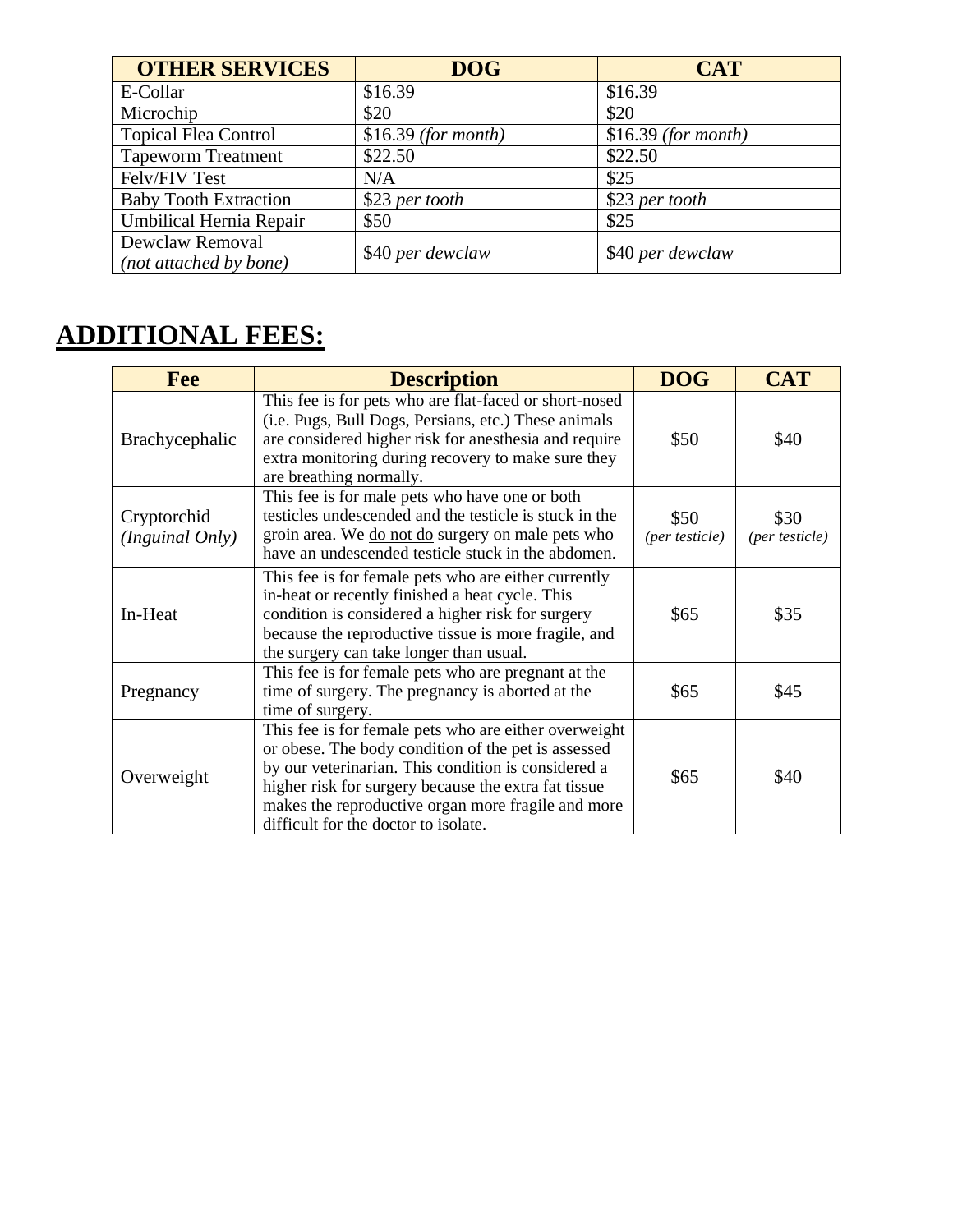| OTHER SERVICES | DOG | CAT |
|---|---|---|
| E-Collar | $16.39 | $16.39 |
| Microchip | $20 | $20 |
| Topical Flea Control | $16.39 *(for month)* | $16.39 *(for month)* |
| Tapeworm Treatment | $22.50 | $22.50 |
| Felv/FIV Test | N/A | $25 |
| Baby Tooth Extraction | $23 *per tooth* | $23 *per tooth* |
| Umbilical Hernia Repair | $50 | $25 |
| Dewclaw Removal *(not attached by bone)* | $40 *per dewclaw* | $40 *per dewclaw* |

## ADDITIONAL FEES:

| Fee | Description | DOG | CAT |
|---|---|---|---|
| Brachycephalic | This fee is for pets who are flat-faced or short-nosed (i.e. Pugs, Bull Dogs, Persians, etc.) These animals are considered higher risk for anesthesia and require extra monitoring during recovery to make sure they are breathing normally. | $50 | $40 |
| Cryptorchid *(Inguinal Only)* | This fee is for male pets who have one or both testicles undescended and the testicle is stuck in the groin area. We do not do surgery on male pets who have an undescended testicle stuck in the abdomen. | $50 *(per testicle)* | $30 *(per testicle)* |
| In-Heat | This fee is for female pets who are either currently in-heat or recently finished a heat cycle. This condition is considered a higher risk for surgery because the reproductive tissue is more fragile, and the surgery can take longer than usual. | $65 | $35 |
| Pregnancy | This fee is for female pets who are pregnant at the time of surgery. The pregnancy is aborted at the time of surgery. | $65 | $45 |
| Overweight | This fee is for female pets who are either overweight or obese. The body condition of the pet is assessed by our veterinarian. This condition is considered a higher risk for surgery because the extra fat tissue makes the reproductive organ more fragile and more difficult for the doctor to isolate. | $65 | $40 |